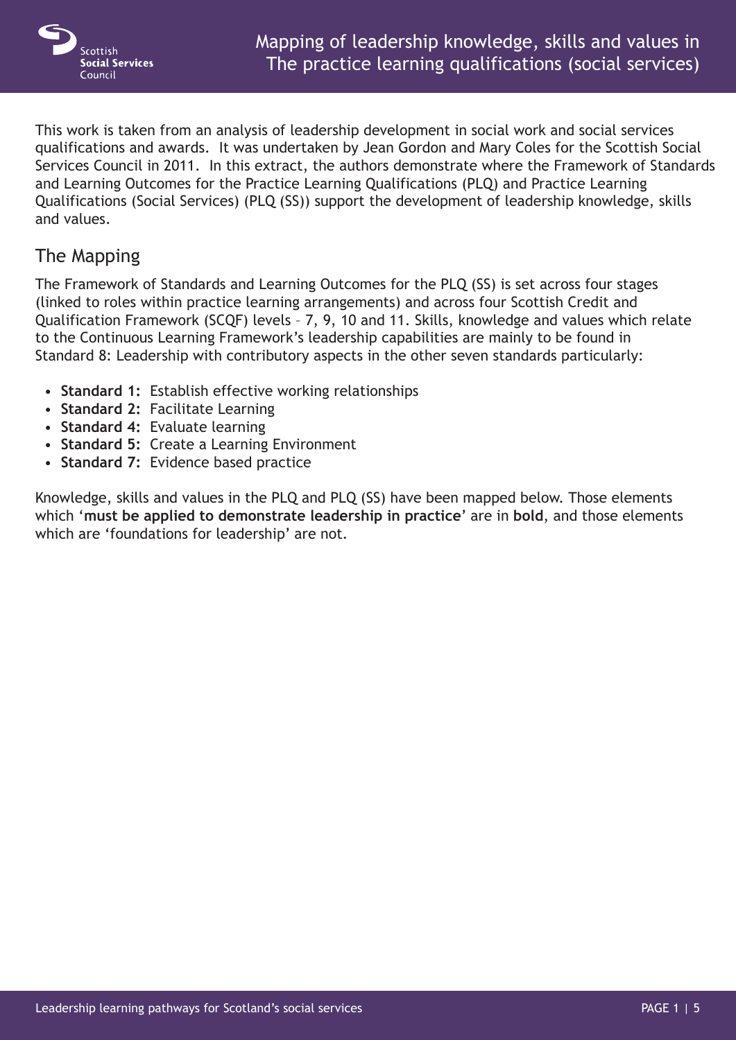# Mapping of leadership knowledge, skills and values in The practice learning qualifications (social services)

This work is taken from an analysis of leadership development in social work and social services qualifications and awards. It was undertaken by Jean Gordon and Mary Coles for the Scottish Social Services Council in 2011. In this extract, the authors demonstrate where the Framework of Standards and Learning Outcomes for the Practice Learning Qualifications (PLQ) and Practice Learning Qualifications (Social Services) (PLQ (SS)) support the development of leadership knowledge, skills and values.

## The Mapping

The Framework of Standards and Learning Outcomes for the PLQ (SS) is set across four stages (linked to roles within practice learning arrangements) and across four Scottish Credit and Qualification Framework (SCQF) levels – 7, 9, 10 and 11. Skills, knowledge and values which relate to the Continuous Learning Framework's leadership capabilities are mainly to be found in Standard 8: Leadership with contributory aspects in the other seven standards particularly:

- **Standard 1:** Establish effective working relationships
- **Standard 2:** Facilitate Learning
- **Standard 4:** Evaluate learning
- **Standard 5:** Create a Learning Environment
- **Standard 7:** Evidence based practice

Knowledge, skills and values in the PLQ and PLQ (SS) have been mapped below. Those elements which '**must be applied to demonstrate leadership in practice**' are in **bold**, and those elements which are 'foundations for leadership' are not.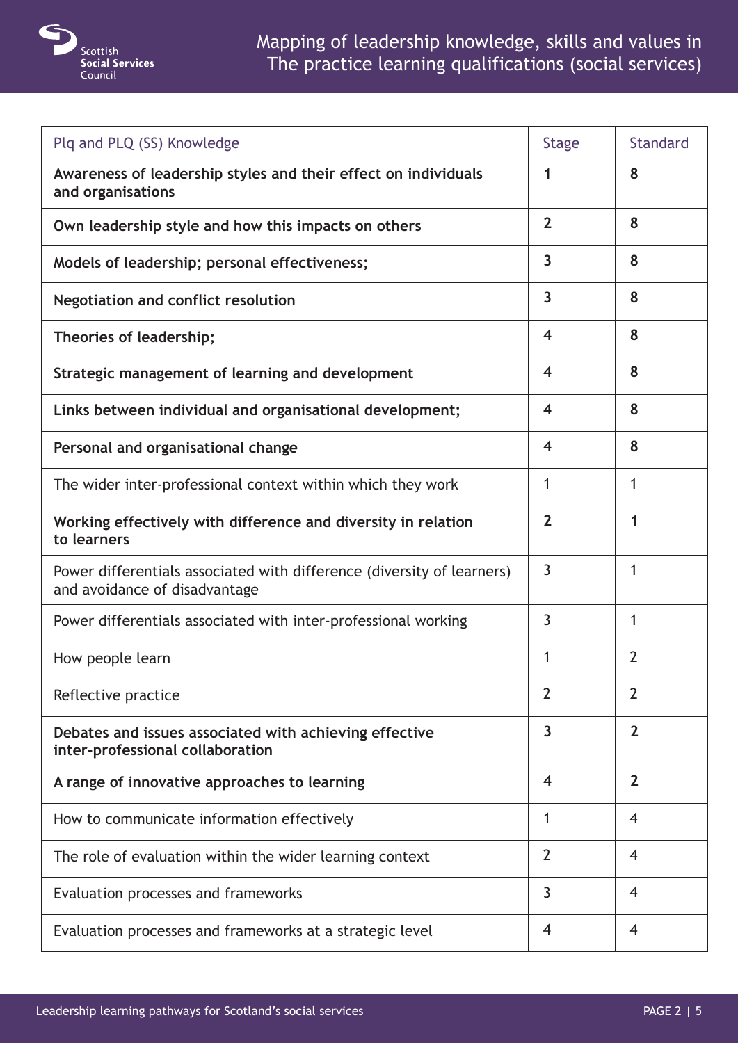# Mapping of leadership knowledge, skills and values in The practice learning qualifications (social services)

| Plq and PLQ (SS) Knowledge | Stage | Standard |
|---|---|---|
| **Awareness of leadership styles and their effect on individuals and organisations** | **1** | **8** |
| **Own leadership style and how this impacts on others** | **2** | **8** |
| **Models of leadership; personal effectiveness;** | **3** | **8** |
| **Negotiation and conflict resolution** | **3** | **8** |
| **Theories of leadership;** | **4** | **8** |
| **Strategic management of learning and development** | **4** | **8** |
| **Links between individual and organisational development;** | **4** | **8** |
| **Personal and organisational change** | **4** | **8** |
| The wider inter-professional context within which they work | 1 | 1 |
| **Working effectively with difference and diversity in relation to learners** | **2** | **1** |
| Power differentials associated with difference (diversity of learners) and avoidance of disadvantage | 3 | 1 |
| Power differentials associated with inter-professional working | 3 | 1 |
| How people learn | 1 | 2 |
| Reflective practice | 2 | 2 |
| **Debates and issues associated with achieving effective inter-professional collaboration** | **3** | **2** |
| **A range of innovative approaches to learning** | **4** | **2** |
| How to communicate information effectively | 1 | 4 |
| The role of evaluation within the wider learning context | 2 | 4 |
| Evaluation processes and frameworks | 3 | 4 |
| Evaluation processes and frameworks at a strategic level | 4 | 4 |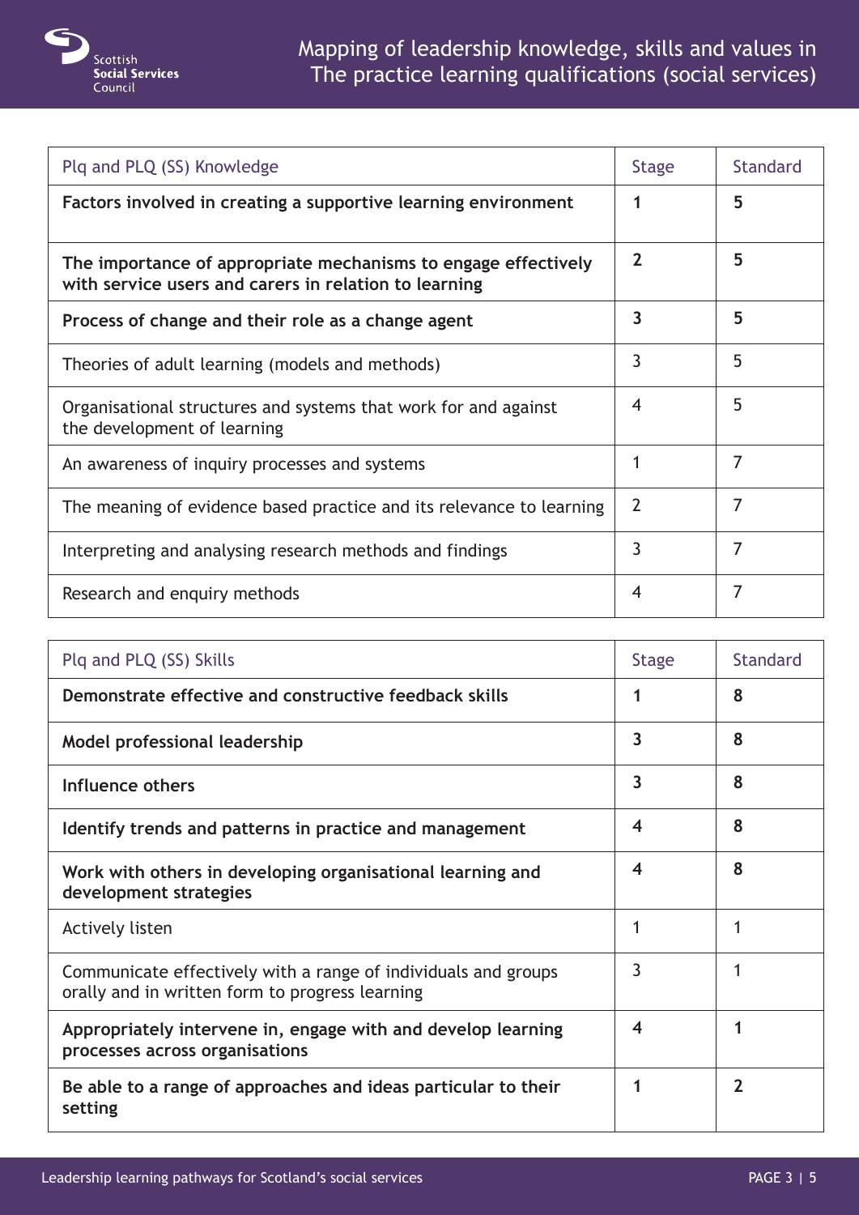# Mapping of leadership knowledge, skills and values in The practice learning qualifications (social services)

| Plq and PLQ (SS) Knowledge | Stage | Standard |
|---|---|---|
| **Factors involved in creating a supportive learning environment** | **1** | **5** |
| **The importance of appropriate mechanisms to engage effectively with service users and carers in relation to learning** | **2** | **5** |
| **Process of change and their role as a change agent** | **3** | **5** |
| Theories of adult learning (models and methods) | 3 | 5 |
| Organisational structures and systems that work for and against the development of learning | 4 | 5 |
| An awareness of inquiry processes and systems | 1 | 7 |
| The meaning of evidence based practice and its relevance to learning | 2 | 7 |
| Interpreting and analysing research methods and findings | 3 | 7 |
| Research and enquiry methods | 4 | 7 |

| Plq and PLQ (SS) Skills | Stage | Standard |
|---|---|---|
| **Demonstrate effective and constructive feedback skills** | **1** | **8** |
| **Model professional leadership** | **3** | **8** |
| **Influence others** | **3** | **8** |
| **Identify trends and patterns in practice and management** | **4** | **8** |
| **Work with others in developing organisational learning and development strategies** | **4** | **8** |
| Actively listen | 1 | 1 |
| Communicate effectively with a range of individuals and groups orally and in written form to progress learning | 3 | 1 |
| **Appropriately intervene in, engage with and develop learning processes across organisations** | **4** | **1** |
| **Be able to a range of approaches and ideas particular to their setting** | **1** | **2** |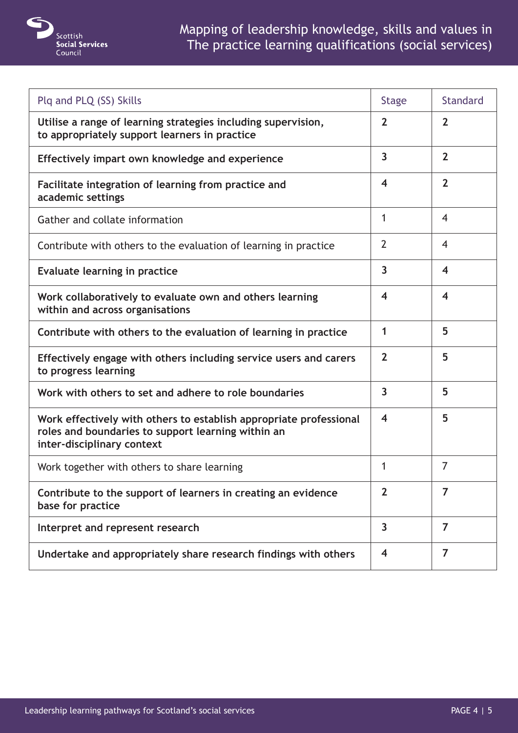| Plq and PLQ (SS) Skills | Stage | Standard |
|---|---|---|
| **Utilise a range of learning strategies including supervision, to appropriately support learners in practice** | **2** | **2** |
| **Effectively impart own knowledge and experience** | **3** | **2** |
| **Facilitate integration of learning from practice and academic settings** | **4** | **2** |
| Gather and collate information | 1 | 4 |
| Contribute with others to the evaluation of learning in practice | 2 | 4 |
| **Evaluate learning in practice** | **3** | **4** |
| **Work collaboratively to evaluate own and others learning within and across organisations** | **4** | **4** |
| **Contribute with others to the evaluation of learning in practice** | **1** | **5** |
| **Effectively engage with others including service users and carers to progress learning** | **2** | **5** |
| **Work with others to set and adhere to role boundaries** | **3** | **5** |
| **Work effectively with others to establish appropriate professional roles and boundaries to support learning within an inter-disciplinary context** | **4** | **5** |
| Work together with others to share learning | 1 | 7 |
| **Contribute to the support of learners in creating an evidence base for practice** | **2** | **7** |
| **Interpret and represent research** | **3** | **7** |
| **Undertake and appropriately share research findings with others** | **4** | **7** |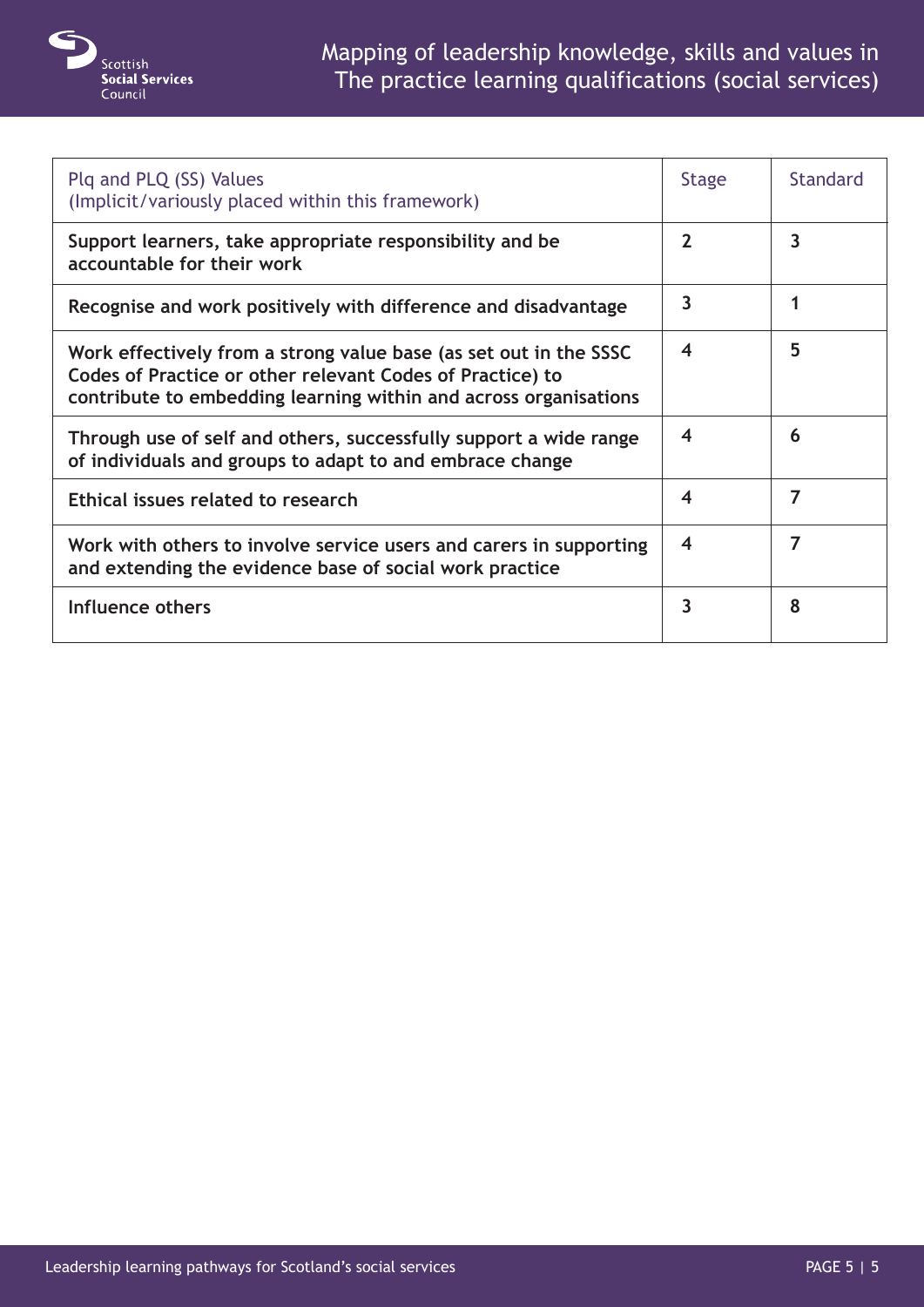| Plq and PLQ (SS) Values<br>(Implicit/variously placed within this framework) | Stage | Standard |
|---|---|---|
| **Support learners, take appropriate responsibility and be accountable for their work** | **2** | **3** |
| **Recognise and work positively with difference and disadvantage** | **3** | **1** |
| **Work effectively from a strong value base (as set out in the SSSC Codes of Practice or other relevant Codes of Practice) to contribute to embedding learning within and across organisations** | **4** | **5** |
| **Through use of self and others, successfully support a wide range of individuals and groups to adapt to and embrace change** | **4** | **6** |
| **Ethical issues related to research** | **4** | **7** |
| **Work with others to involve service users and carers in supporting and extending the evidence base of social work practice** | **4** | **7** |
| **Influence others** | **3** | **8** |